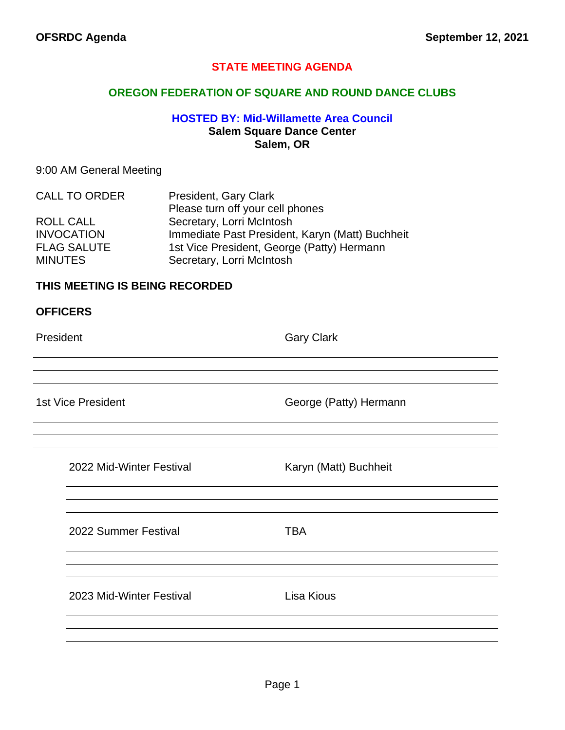**OFSRDC Agenda** **September 12, 2021**

# STATE MEETING AGENDA

## OREGON FEDERATION OF SQUARE AND ROUND DANCE CLUBS

### HOSTED BY: Mid-Willamette Area Council

**Salem Square Dance Center**
**Salem, OR**

9:00 AM General Meeting

| | |
|---|---|
| CALL TO ORDER | President, Gary Clark<br>Please turn off your cell phones |
| ROLL CALL | Secretary, Lorri McIntosh |
| INVOCATION | Immediate Past President, Karyn (Matt) Buchheit |
| FLAG SALUTE | 1st Vice President, George (Patty) Hermann |
| MINUTES | Secretary, Lorri McIntosh |

**THIS MEETING IS BEING RECORDED**

**OFFICERS**

President — Gary Clark

1st Vice President — George (Patty) Hermann

- 2022 Mid-Winter Festival — Karyn (Matt) Buchheit
- 2022 Summer Festival — TBA
- 2023 Mid-Winter Festival — Lisa Kious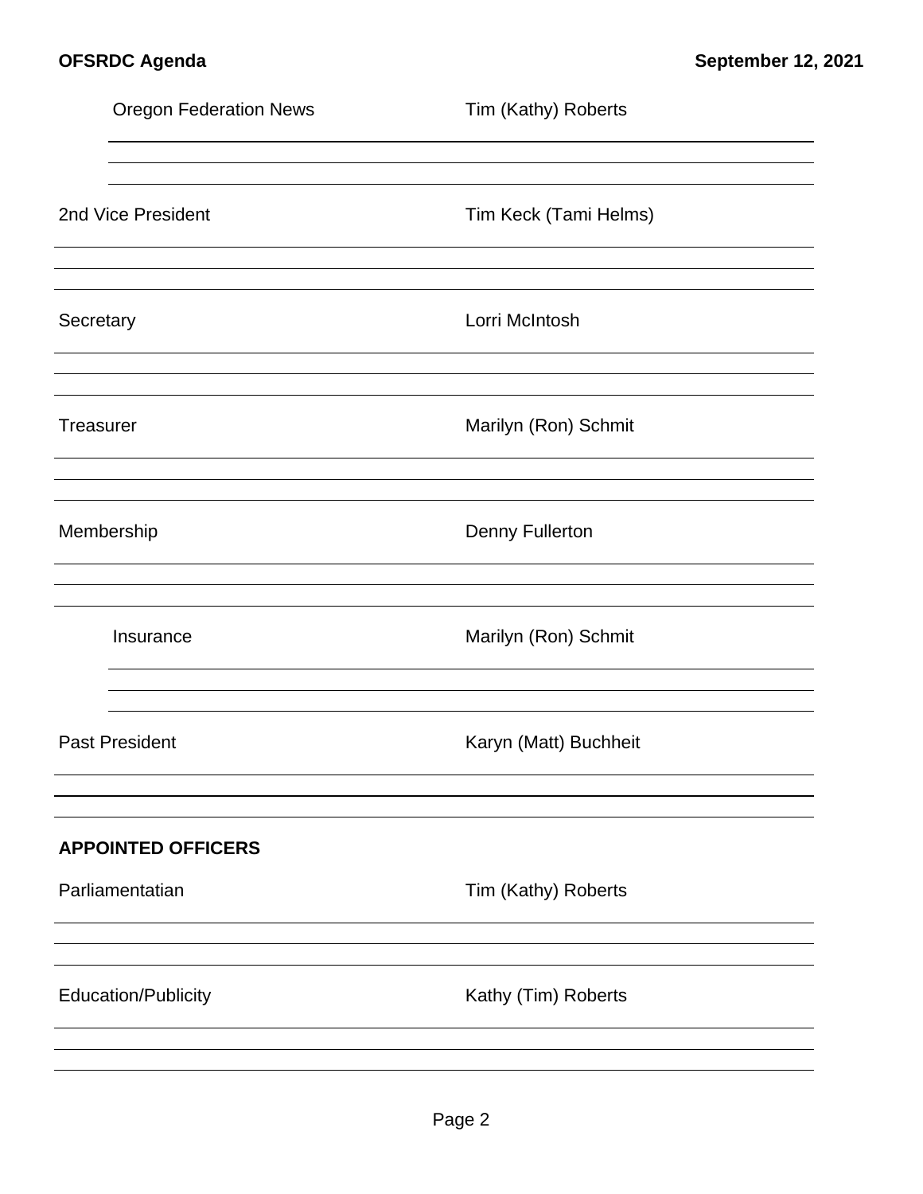Oregon Federation News — Tim (Kathy) Roberts

2nd Vice President — Tim Keck (Tami Helms)

Secretary — Lorri McIntosh

Treasurer — Marilyn (Ron) Schmit

Membership — Denny Fullerton

Insurance — Marilyn (Ron) Schmit

Past President — Karyn (Matt) Buchheit

**APPOINTED OFFICERS**

Parliamentatian — Tim (Kathy) Roberts

Education/Publicity — Kathy (Tim) Roberts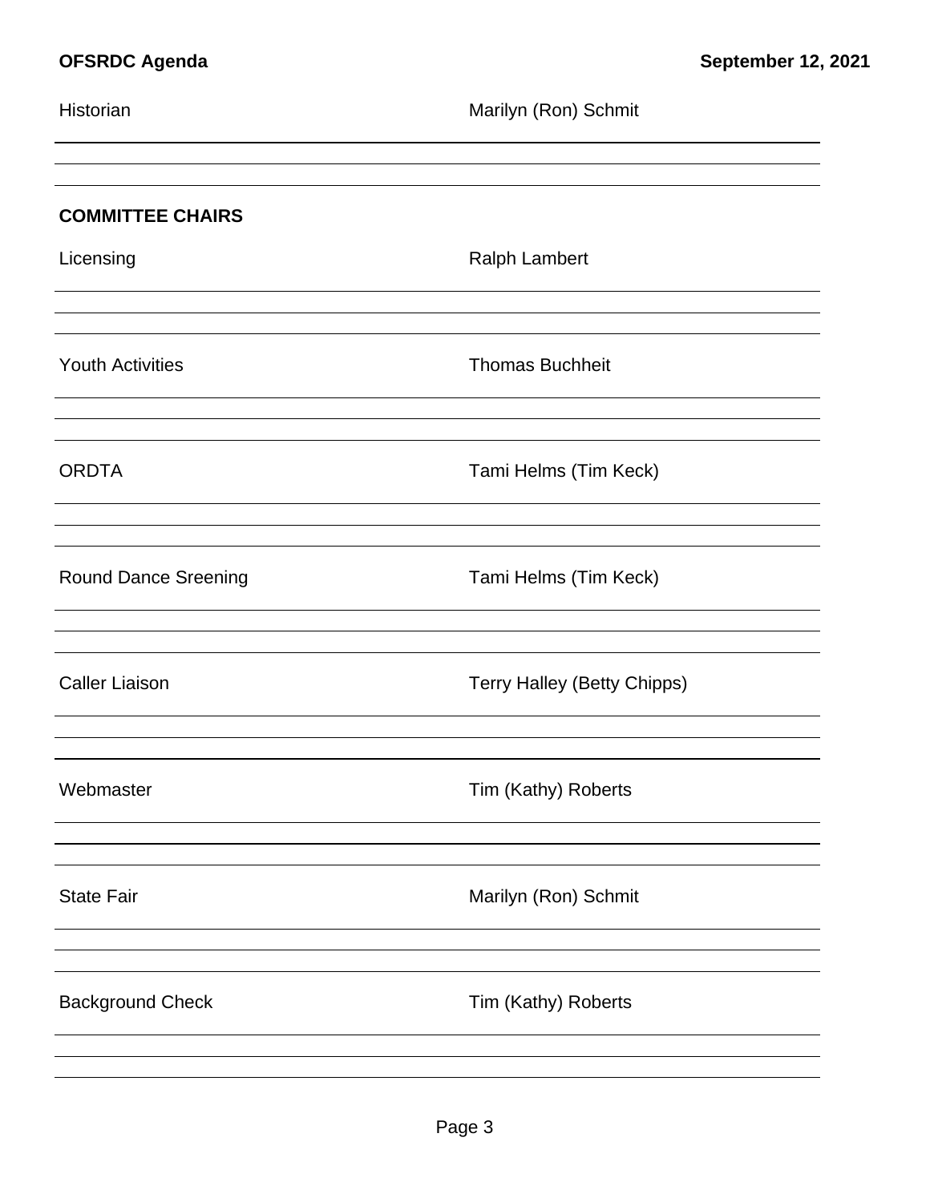Historian — Marilyn (Ron) Schmit

## COMMITTEE CHAIRS

Licensing — Ralph Lambert

Youth Activities — Thomas Buchheit

ORDTA — Tami Helms (Tim Keck)

Round Dance Sreening — Tami Helms (Tim Keck)

Caller Liaison — Terry Halley (Betty Chipps)

Webmaster — Tim (Kathy) Roberts

State Fair — Marilyn (Ron) Schmit

Background Check — Tim (Kathy) Roberts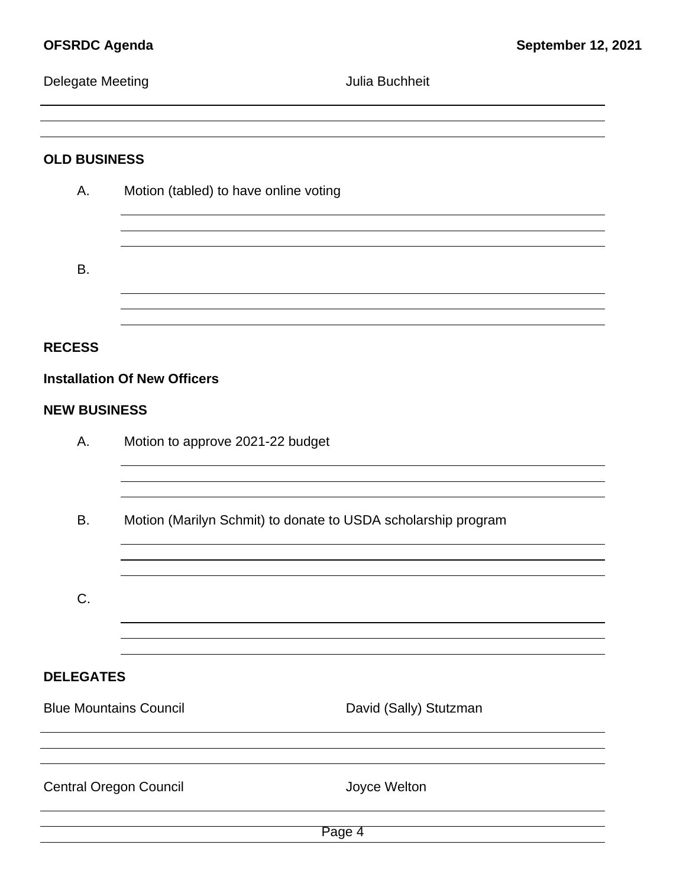Delegate Meeting Julia Buchheit

## OLD BUSINESS

A. Motion (tabled) to have online voting

B.

## RECESS

## Installation Of New Officers

## NEW BUSINESS

A. Motion to approve 2021-22 budget

B. Motion (Marilyn Schmit) to donate to USDA scholarship program

C.

## DELEGATES

Blue Mountains Council David (Sally) Stutzman

Central Oregon Council Joyce Welton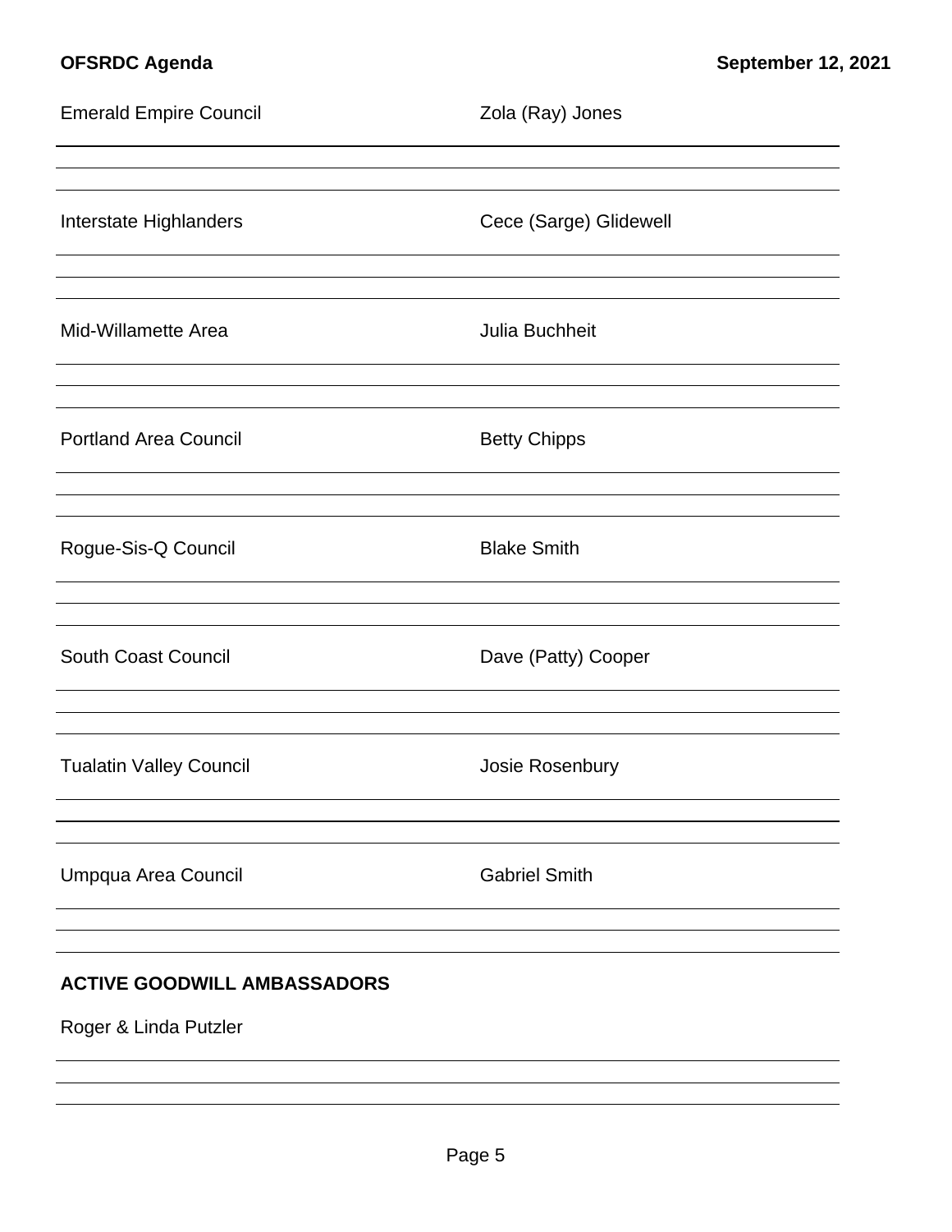Emerald Empire Council — Zola (Ray) Jones

Interstate Highlanders — Cece (Sarge) Glidewell

Mid-Willamette Area — Julia Buchheit

Portland Area Council — Betty Chipps

Rogue-Sis-Q Council — Blake Smith

South Coast Council — Dave (Patty) Cooper

Tualatin Valley Council — Josie Rosenbury

Umpqua Area Council — Gabriel Smith

**ACTIVE GOODWILL AMBASSADORS**

Roger & Linda Putzler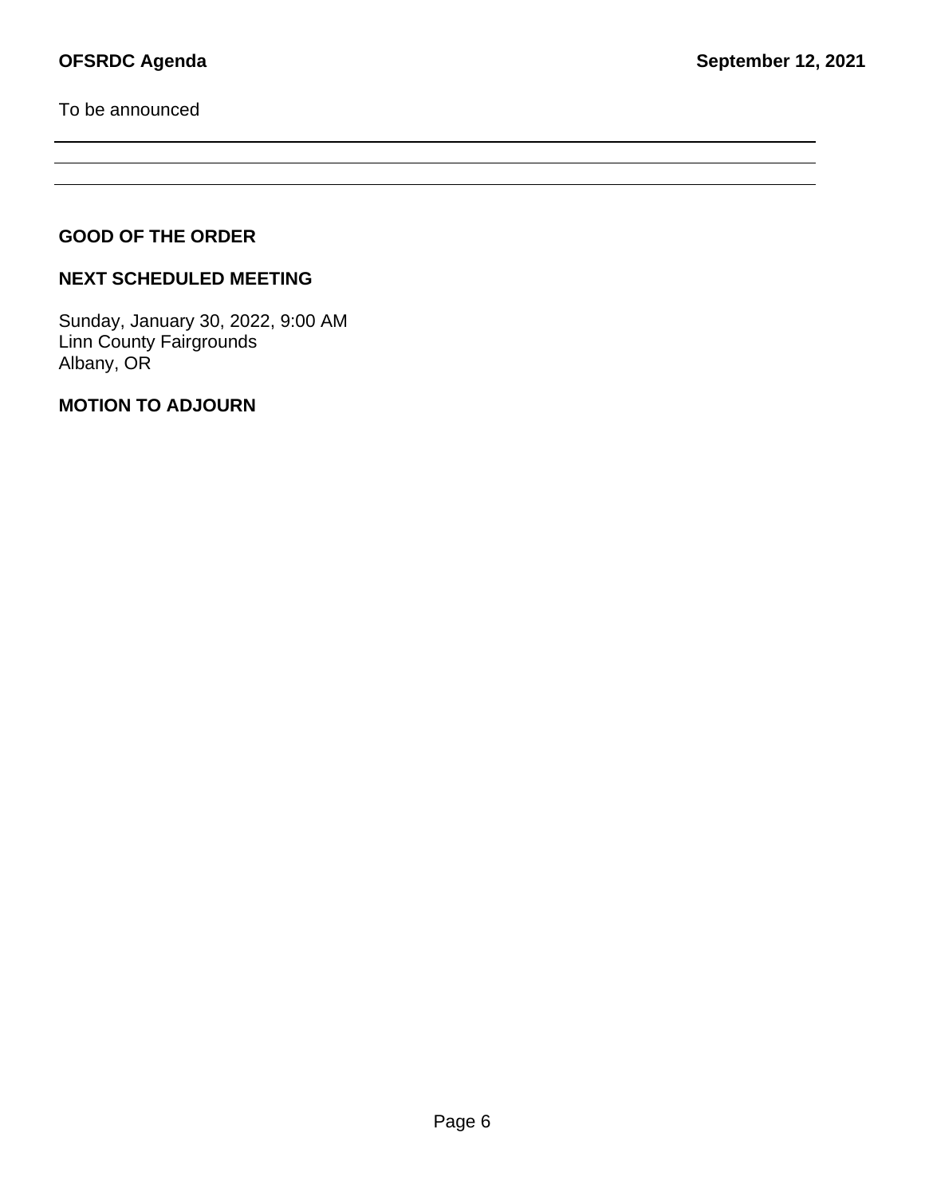To be announced

---

---

---

## GOOD OF THE ORDER

## NEXT SCHEDULED MEETING

Sunday, January 30, 2022, 9:00 AM
Linn County Fairgrounds
Albany, OR

## MOTION TO ADJOURN